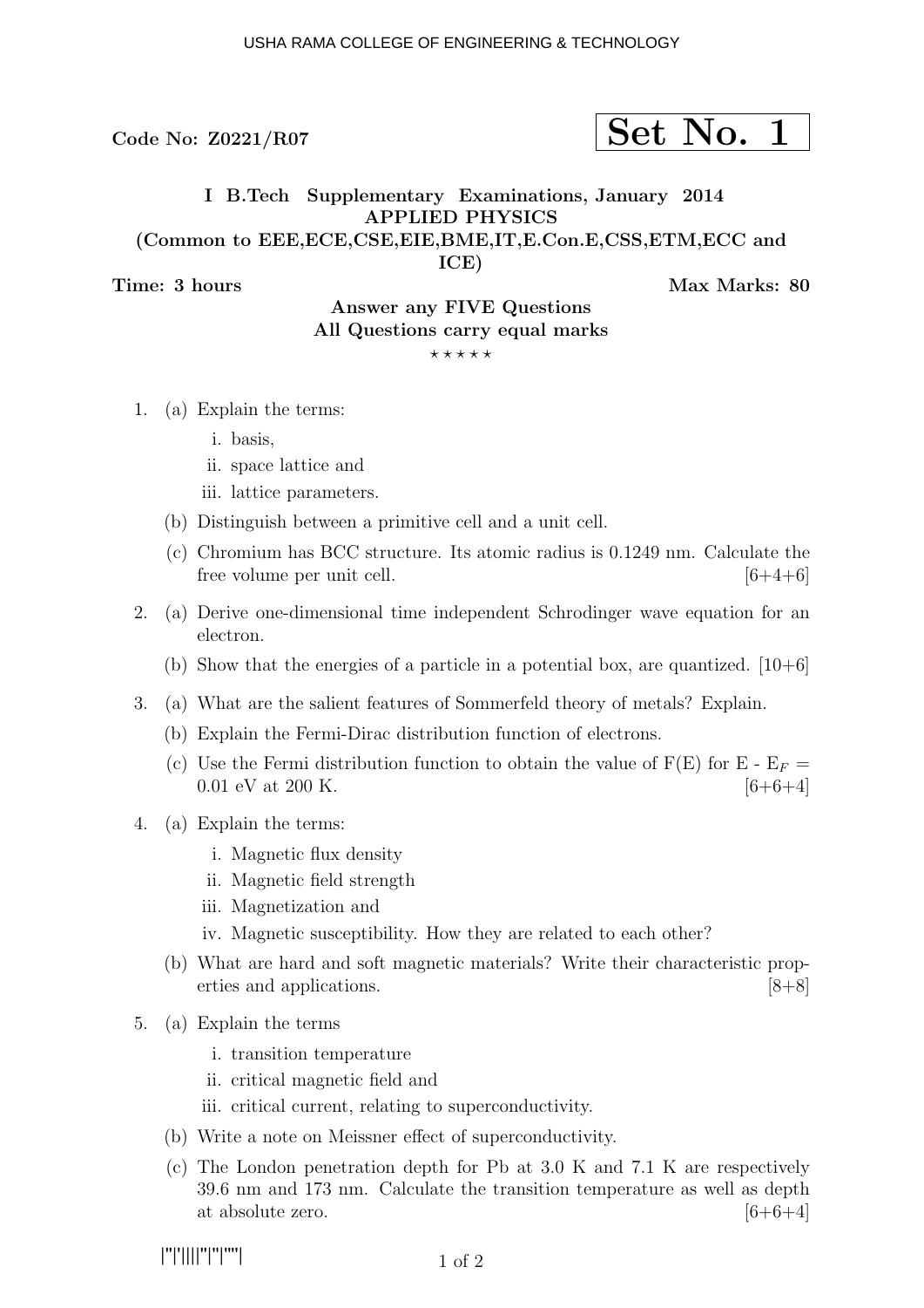Code No: Z0221/R07

**Set No. 1**

## I B.Tech Supplementary Examinations, January 2014
## APPLIED PHYSICS
### (Common to EEE,ECE,CSE,EIE,BME,IT,E.Con.E,CSS,ETM,ECC and ICE)

**Time: 3 hours** **Max Marks: 80**

**Answer any FIVE Questions**
**All Questions carry equal marks**

⋆ ⋆ ⋆ ⋆ ⋆

1. (a) Explain the terms:
   i. basis,
   ii. space lattice and
   iii. lattice parameters.

   (b) Distinguish between a primitive cell and a unit cell.

   (c) Chromium has BCC structure. Its atomic radius is 0.1249 nm. Calculate the free volume per unit cell. [6+4+6]

2. (a) Derive one-dimensional time independent Schrodinger wave equation for an electron.

   (b) Show that the energies of a particle in a potential box, are quantized. [10+6]

3. (a) What are the salient features of Sommerfeld theory of metals? Explain.

   (b) Explain the Fermi-Dirac distribution function of electrons.

   (c) Use the Fermi distribution function to obtain the value of F(E) for E - $E_F$ = 0.01 eV at 200 K. [6+6+4]

4. (a) Explain the terms:
   i. Magnetic flux density
   ii. Magnetic field strength
   iii. Magnetization and
   iv. Magnetic susceptibility. How they are related to each other?

   (b) What are hard and soft magnetic materials? Write their characteristic properties and applications. [8+8]

5. (a) Explain the terms
   i. transition temperature
   ii. critical magnetic field and
   iii. critical current, relating to superconductivity.

   (b) Write a note on Meissner effect of superconductivity.

   (c) The London penetration depth for Pb at 3.0 K and 7.1 K are respectively 39.6 nm and 173 nm. Calculate the transition temperature as well as depth at absolute zero. [6+6+4]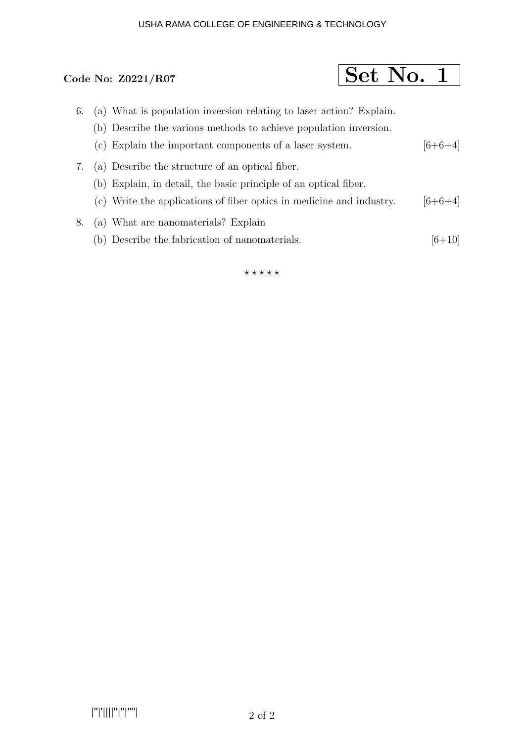**Code No: Z0221/R07**

**Set No. 1**

6. (a) What is population inversion relating to laser action? Explain.
   (b) Describe the various methods to achieve population inversion.
   (c) Explain the important components of a laser system. [6+6+4]

7. (a) Describe the structure of an optical fiber.
   (b) Explain, in detail, the basic principle of an optical fiber.
   (c) Write the applications of fiber optics in medicine and industry. [6+6+4]

8. (a) What are nanomaterials? Explain
   (b) Describe the fabrication of nanomaterials. [6+10]

⋆ ⋆ ⋆ ⋆ ⋆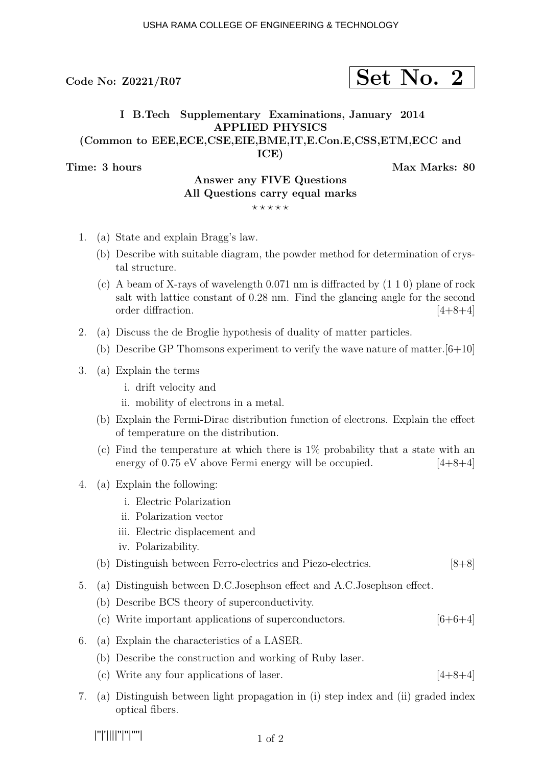Code No: Z0221/R07

**Set No. 2**

**I B.Tech Supplementary Examinations, January 2014**
**APPLIED PHYSICS**
**(Common to EEE,ECE,CSE,EIE,BME,IT,E.Con.E,CSS,ETM,ECC and ICE)**

**Time: 3 hours** **Max Marks: 80**

**Answer any FIVE Questions**
**All Questions carry equal marks**

⋆ ⋆ ⋆ ⋆ ⋆

1. (a) State and explain Bragg's law.
   (b) Describe with suitable diagram, the powder method for determination of crystal structure.
   (c) A beam of X-rays of wavelength 0.071 nm is diffracted by (1 1 0) plane of rock salt with lattice constant of 0.28 nm. Find the glancing angle for the second order diffraction. [4+8+4]

2. (a) Discuss the de Broglie hypothesis of duality of matter particles.
   (b) Describe GP Thomsons experiment to verify the wave nature of matter.[6+10]

3. (a) Explain the terms
      i. drift velocity and
      ii. mobility of electrons in a metal.
   (b) Explain the Fermi-Dirac distribution function of electrons. Explain the effect of temperature on the distribution.
   (c) Find the temperature at which there is 1% probability that a state with an energy of 0.75 eV above Fermi energy will be occupied. [4+8+4]

4. (a) Explain the following:
      i. Electric Polarization
      ii. Polarization vector
      iii. Electric displacement and
      iv. Polarizability.
   (b) Distinguish between Ferro-electrics and Piezo-electrics. [8+8]

5. (a) Distinguish between D.C.Josephson effect and A.C.Josephson effect.
   (b) Describe BCS theory of superconductivity.
   (c) Write important applications of superconductors. [6+6+4]

6. (a) Explain the characteristics of a LASER.
   (b) Describe the construction and working of Ruby laser.
   (c) Write any four applications of laser. [4+8+4]

7. (a) Distinguish between light propagation in (i) step index and (ii) graded index optical fibers.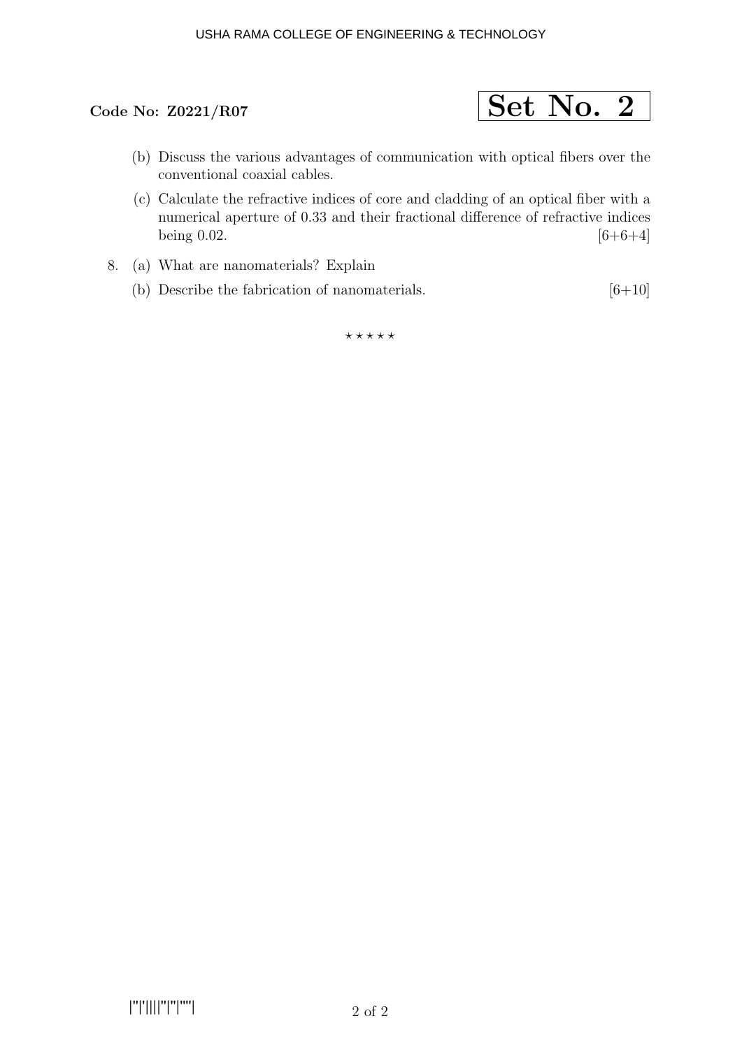**Code No: Z0221/R07**

**Set No. 2**

(b) Discuss the various advantages of communication with optical fibers over the conventional coaxial cables.

(c) Calculate the refractive indices of core and cladding of an optical fiber with a numerical aperture of 0.33 and their fractional difference of refractive indices being 0.02. [6+6+4]

8. (a) What are nanomaterials? Explain

   (b) Describe the fabrication of nanomaterials. [6+10]

⋆ ⋆ ⋆ ⋆ ⋆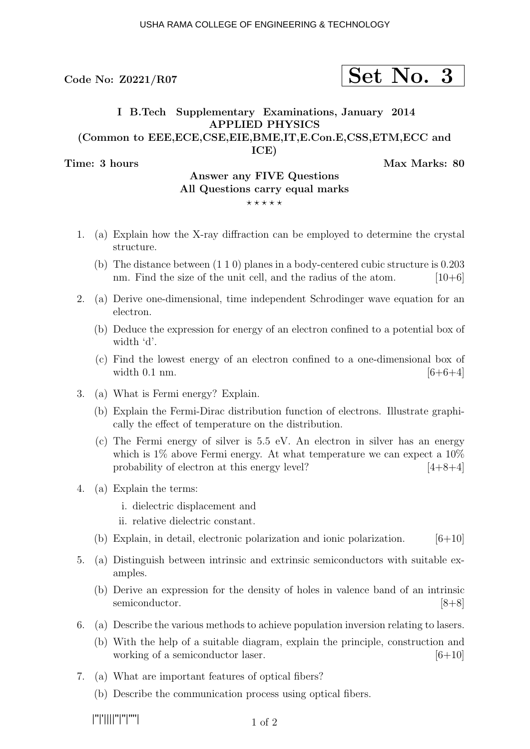Code No: Z0221/R07

**Set No. 3**

## I B.Tech Supplementary Examinations, January 2014
## APPLIED PHYSICS
## (Common to EEE,ECE,CSE,EIE,BME,IT,E.Con.E,CSS,ETM,ECC and ICE)

**Time: 3 hours** **Max Marks: 80**

**Answer any FIVE Questions**
**All Questions carry equal marks**

⋆ ⋆ ⋆ ⋆ ⋆

1. (a) Explain how the X-ray diffraction can be employed to determine the crystal structure.

   (b) The distance between (1 1 0) planes in a body-centered cubic structure is 0.203 nm. Find the size of the unit cell, and the radius of the atom. [10+6]

2. (a) Derive one-dimensional, time independent Schrodinger wave equation for an electron.

   (b) Deduce the expression for energy of an electron confined to a potential box of width 'd'.

   (c) Find the lowest energy of an electron confined to a one-dimensional box of width 0.1 nm. [6+6+4]

3. (a) What is Fermi energy? Explain.

   (b) Explain the Fermi-Dirac distribution function of electrons. Illustrate graphically the effect of temperature on the distribution.

   (c) The Fermi energy of silver is 5.5 eV. An electron in silver has an energy which is 1% above Fermi energy. At what temperature we can expect a 10% probability of electron at this energy level? [4+8+4]

4. (a) Explain the terms:

      i. dielectric displacement and

      ii. relative dielectric constant.

   (b) Explain, in detail, electronic polarization and ionic polarization. [6+10]

5. (a) Distinguish between intrinsic and extrinsic semiconductors with suitable examples.

   (b) Derive an expression for the density of holes in valence band of an intrinsic semiconductor. [8+8]

6. (a) Describe the various methods to achieve population inversion relating to lasers.

   (b) With the help of a suitable diagram, explain the principle, construction and working of a semiconductor laser. [6+10]

7. (a) What are important features of optical fibers?

   (b) Describe the communication process using optical fibers.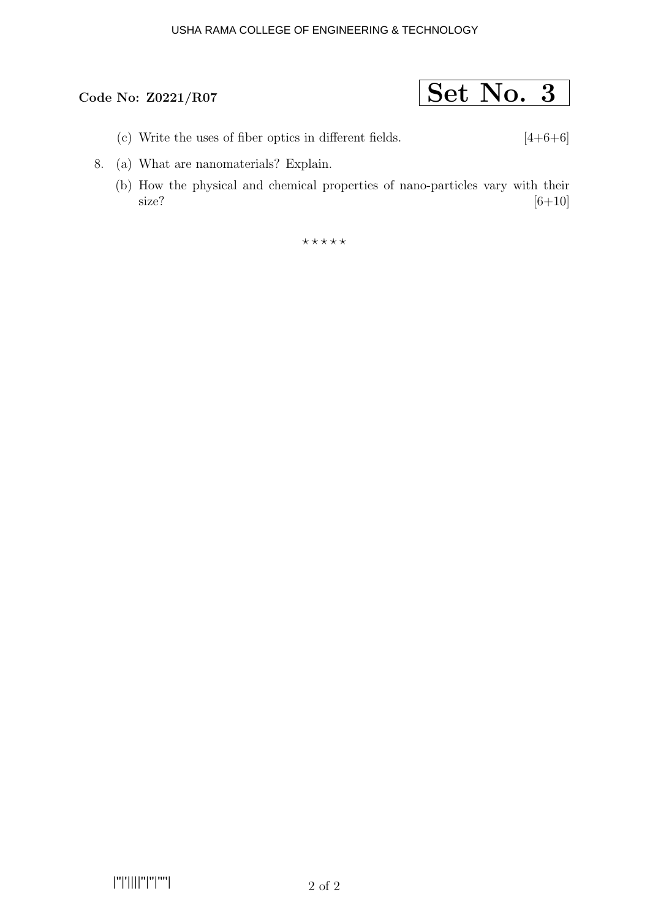**Code No: Z0221/R07** **Set No. 3**

(c) Write the uses of fiber optics in different fields. [4+6+6]

8. (a) What are nanomaterials? Explain.

   (b) How the physical and chemical properties of nano-particles vary with their size? [6+10]

⋆ ⋆ ⋆ ⋆ ⋆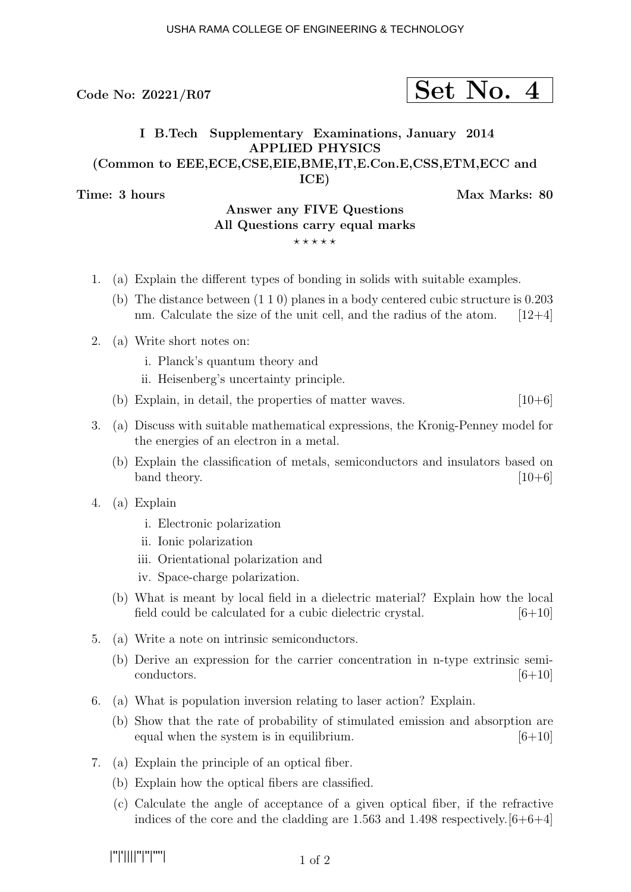Code No: Z0221/R07

**Set No. 4**

**I B.Tech Supplementary Examinations, January 2014**
**APPLIED PHYSICS**
**(Common to EEE,ECE,CSE,EIE,BME,IT,E.Con.E,CSS,ETM,ECC and ICE)**

**Time: 3 hours** **Max Marks: 80**

**Answer any FIVE Questions**
**All Questions carry equal marks**

⋆ ⋆ ⋆ ⋆ ⋆

1. (a) Explain the different types of bonding in solids with suitable examples.
   (b) The distance between (1 1 0) planes in a body centered cubic structure is 0.203 nm. Calculate the size of the unit cell, and the radius of the atom. [12+4]

2. (a) Write short notes on:
      i. Planck's quantum theory and
      ii. Heisenberg's uncertainty principle.
   (b) Explain, in detail, the properties of matter waves. [10+6]

3. (a) Discuss with suitable mathematical expressions, the Kronig-Penney model for the energies of an electron in a metal.
   (b) Explain the classification of metals, semiconductors and insulators based on band theory. [10+6]

4. (a) Explain
      i. Electronic polarization
      ii. Ionic polarization
      iii. Orientational polarization and
      iv. Space-charge polarization.
   (b) What is meant by local field in a dielectric material? Explain how the local field could be calculated for a cubic dielectric crystal. [6+10]

5. (a) Write a note on intrinsic semiconductors.
   (b) Derive an expression for the carrier concentration in n-type extrinsic semiconductors. [6+10]

6. (a) What is population inversion relating to laser action? Explain.
   (b) Show that the rate of probability of stimulated emission and absorption are equal when the system is in equilibrium. [6+10]

7. (a) Explain the principle of an optical fiber.
   (b) Explain how the optical fibers are classified.
   (c) Calculate the angle of acceptance of a given optical fiber, if the refractive indices of the core and the cladding are 1.563 and 1.498 respectively. [6+6+4]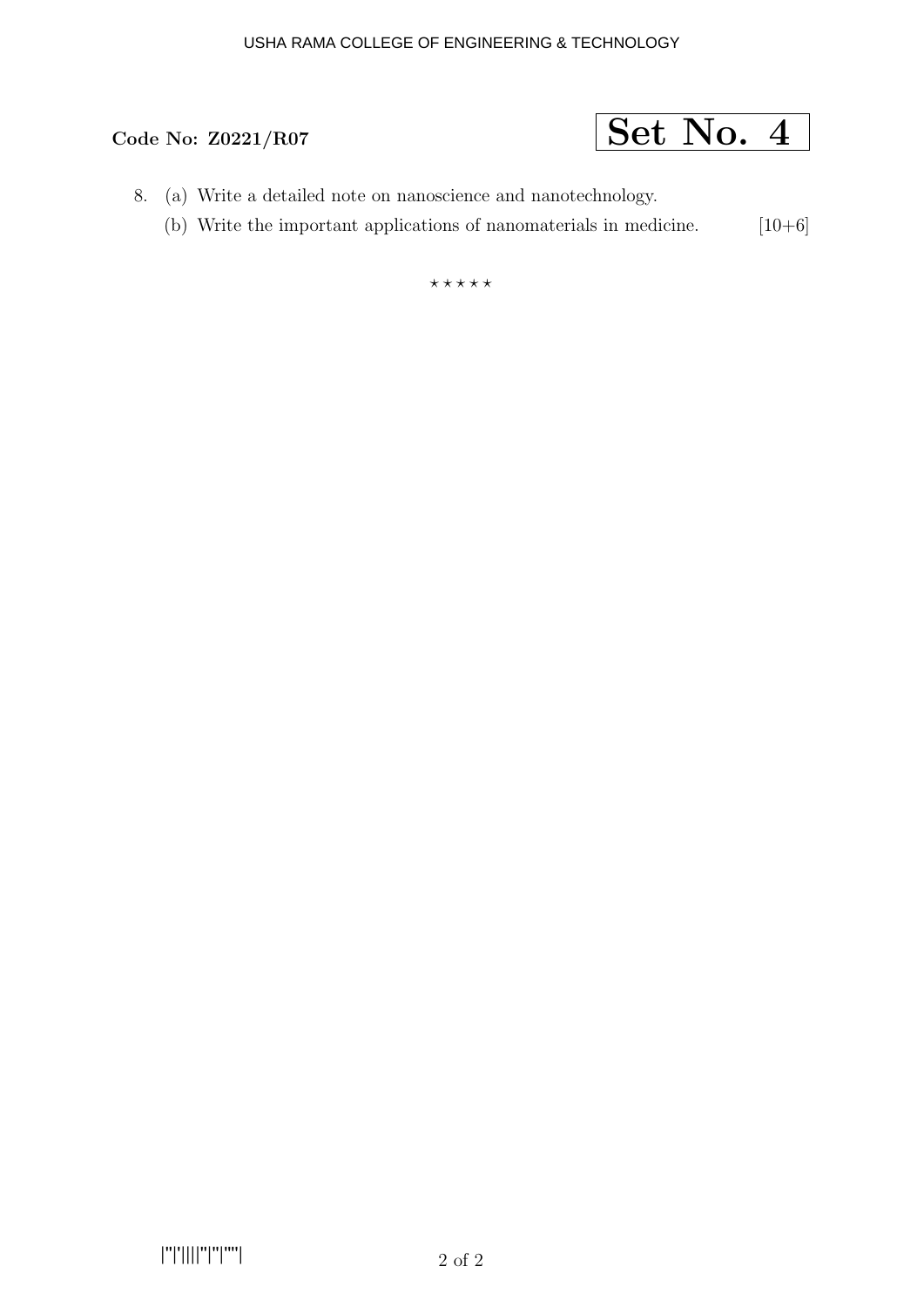**Code No: Z0221/R07**

**Set No. 4**

8. (a) Write a detailed note on nanoscience and nanotechnology.

   (b) Write the important applications of nanomaterials in medicine. [10+6]

⋆ ⋆ ⋆ ⋆ ⋆